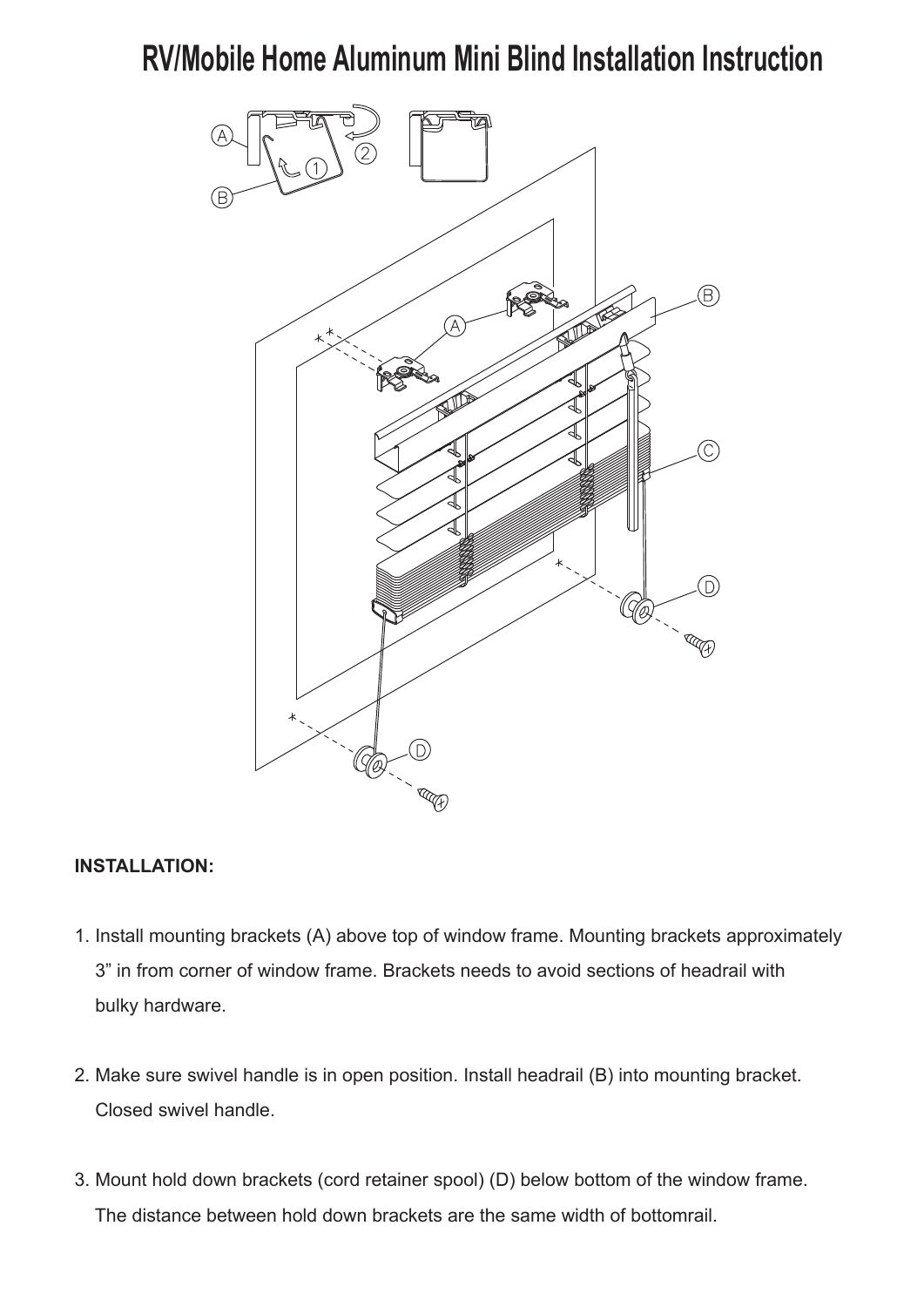# RV/Mobile Home Aluminum Mini Blind Installation Instruction

**INSTALLATION:**

1. Install mounting brackets (A) above top of window frame. Mounting brackets approximately 3” in from corner of window frame. Brackets needs to avoid sections of headrail with bulky hardware.

2. Make sure swivel handle is in open position. Install headrail (B) into mounting bracket. Closed swivel handle.

3. Mount hold down brackets (cord retainer spool) (D) below bottom of the window frame. The distance between hold down brackets are the same width of bottomrail.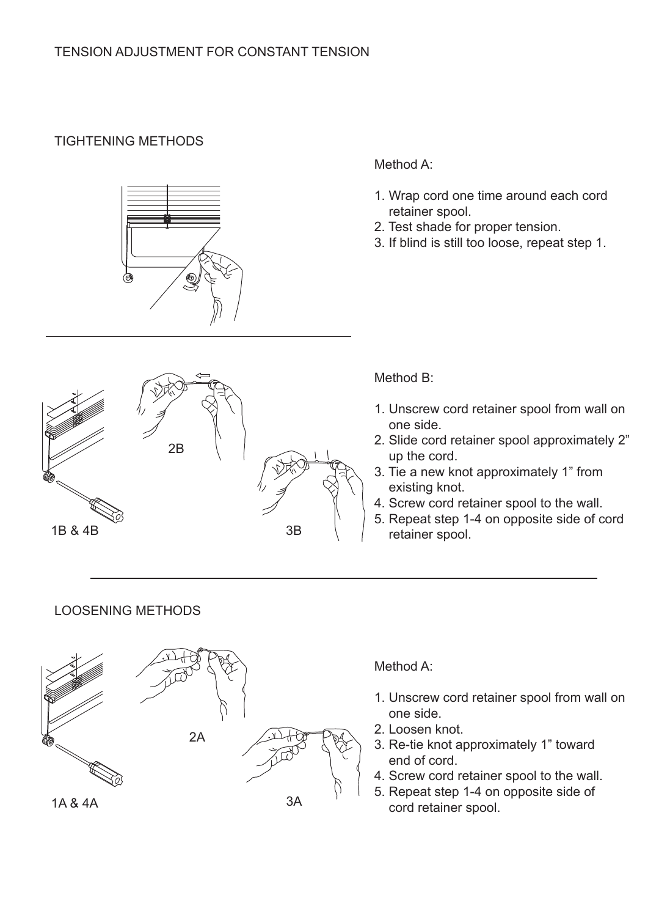# TENSION ADJUSTMENT FOR CONSTANT TENSION

## TIGHTENING METHODS

Method A:

1. Wrap cord one time around each cord retainer spool.
2. Test shade for proper tension.
3. If blind is still too loose, repeat step 1.

2B

1B & 4B

3B

Method B:

1. Unscrew cord retainer spool from wall on one side.
2. Slide cord retainer spool approximately 2” up the cord.
3. Tie a new knot approximately 1” from existing knot.
4. Screw cord retainer spool to the wall.
5. Repeat step 1-4 on opposite side of cord retainer spool.

## LOOSENING METHODS

2A

1A & 4A

3A

Method A:

1. Unscrew cord retainer spool from wall on one side.
2. Loosen knot.
3. Re-tie knot approximately 1” toward end of cord.
4. Screw cord retainer spool to the wall.
5. Repeat step 1-4 on opposite side of cord retainer spool.